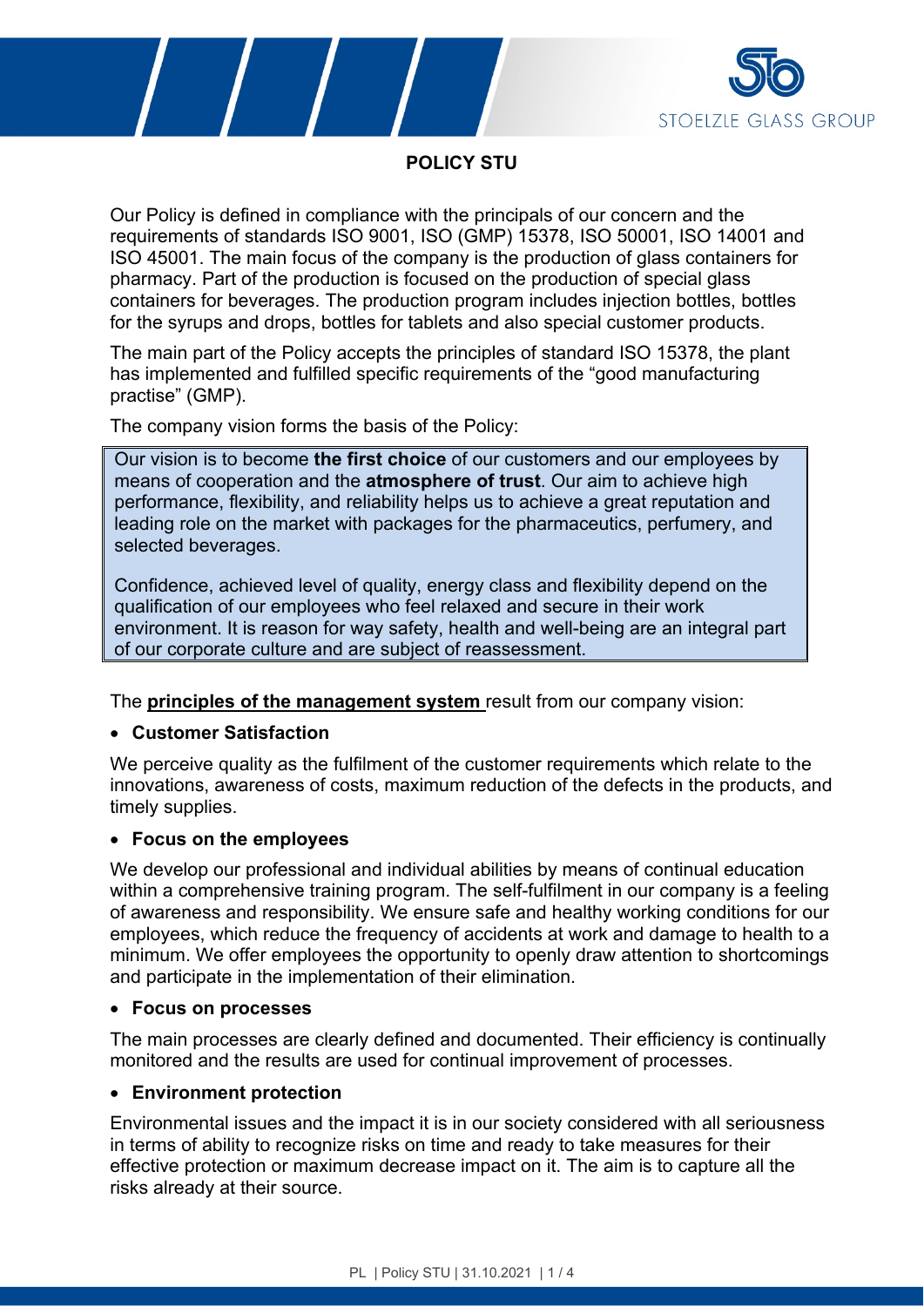# POLICY STU

Our Policy is defined in compliance with the principals of our concern and the requirements of standards ISO 9001, ISO (GMP) 15378, ISO 50001, ISO 14001 and ISO 45001. The main focus of the company is the production of glass containers for pharmacy. Part of the production is focused on the production of special glass containers for beverages. The production program includes injection bottles, bottles for the syrups and drops, bottles for tablets and also special customer products.

The main part of the Policy accepts the principles of standard ISO 15378, the plant has implemented and fulfilled specific requirements of the "good manufacturing practise" (GMP).

The company vision forms the basis of the Policy:

> Our vision is to become **the first choice** of our customers and our employees by means of cooperation and the **atmosphere of trust**. Our aim to achieve high performance, flexibility, and reliability helps us to achieve a great reputation and leading role on the market with packages for the pharmaceutics, perfumery, and selected beverages.
>
> Confidence, achieved level of quality, energy class and flexibility depend on the qualification of our employees who feel relaxed and secure in their work environment. It is reason for way safety, health and well-being are an integral part of our corporate culture and are subject of reassessment.

The **principles of the management system** result from our company vision:

- **Customer Satisfaction**

We perceive quality as the fulfilment of the customer requirements which relate to the innovations, awareness of costs, maximum reduction of the defects in the products, and timely supplies.

- **Focus on the employees**

We develop our professional and individual abilities by means of continual education within a comprehensive training program. The self-fulfilment in our company is a feeling of awareness and responsibility. We ensure safe and healthy working conditions for our employees, which reduce the frequency of accidents at work and damage to health to a minimum. We offer employees the opportunity to openly draw attention to shortcomings and participate in the implementation of their elimination.

- **Focus on processes**

The main processes are clearly defined and documented. Their efficiency is continually monitored and the results are used for continual improvement of processes.

- **Environment protection**

Environmental issues and the impact it is in our society considered with all seriousness in terms of ability to recognize risks on time and ready to take measures for their effective protection or maximum decrease impact on it. The aim is to capture all the risks already at their source.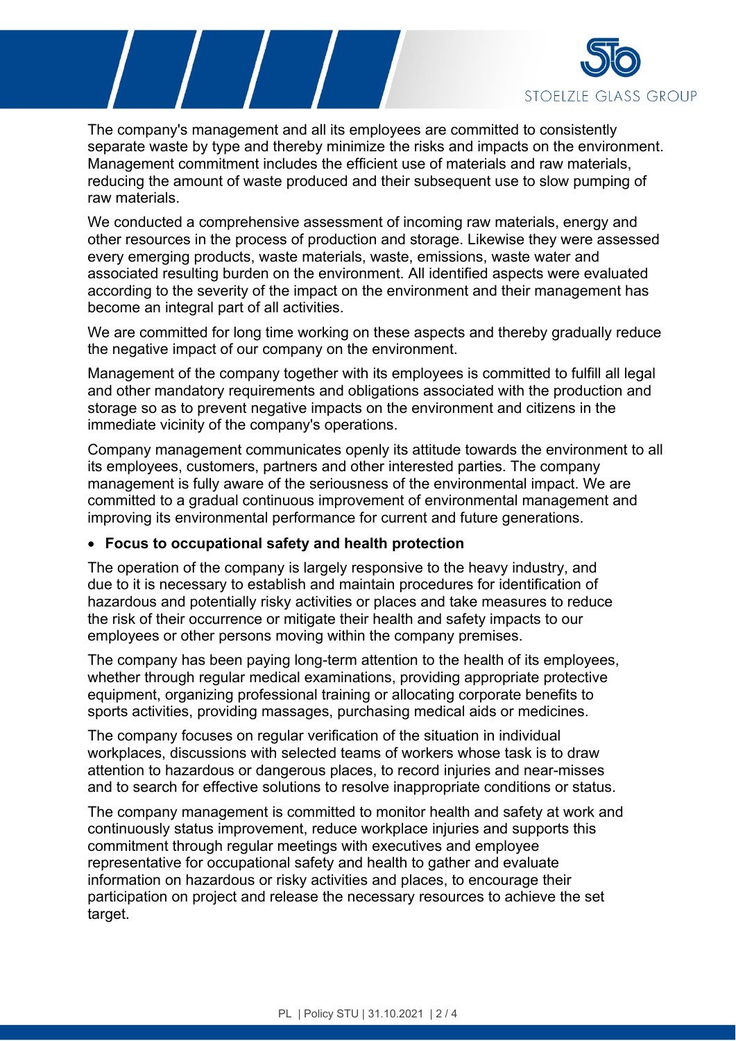The company's management and all its employees are committed to consistently separate waste by type and thereby minimize the risks and impacts on the environment. Management commitment includes the efficient use of materials and raw materials, reducing the amount of waste produced and their subsequent use to slow pumping of raw materials.

We conducted a comprehensive assessment of incoming raw materials, energy and other resources in the process of production and storage. Likewise they were assessed every emerging products, waste materials, waste, emissions, waste water and associated resulting burden on the environment. All identified aspects were evaluated according to the severity of the impact on the environment and their management has become an integral part of all activities.

We are committed for long time working on these aspects and thereby gradually reduce the negative impact of our company on the environment.

Management of the company together with its employees is committed to fulfill all legal and other mandatory requirements and obligations associated with the production and storage so as to prevent negative impacts on the environment and citizens in the immediate vicinity of the company's operations.

Company management communicates openly its attitude towards the environment to all its employees, customers, partners and other interested parties. The company management is fully aware of the seriousness of the environmental impact. We are committed to a gradual continuous improvement of environmental management and improving its environmental performance for current and future generations.

- **Focus to occupational safety and health protection**

The operation of the company is largely responsive to the heavy industry, and due to it is necessary to establish and maintain procedures for identification of hazardous and potentially risky activities or places and take measures to reduce the risk of their occurrence or mitigate their health and safety impacts to our employees or other persons moving within the company premises.

The company has been paying long-term attention to the health of its employees, whether through regular medical examinations, providing appropriate protective equipment, organizing professional training or allocating corporate benefits to sports activities, providing massages, purchasing medical aids or medicines.

The company focuses on regular verification of the situation in individual workplaces, discussions with selected teams of workers whose task is to draw attention to hazardous or dangerous places, to record injuries and near-misses and to search for effective solutions to resolve inappropriate conditions or status.

The company management is committed to monitor health and safety at work and continuously status improvement, reduce workplace injuries and supports this commitment through regular meetings with executives and employee representative for occupational safety and health to gather and evaluate information on hazardous or risky activities and places, to encourage their participation on project and release the necessary resources to achieve the set target.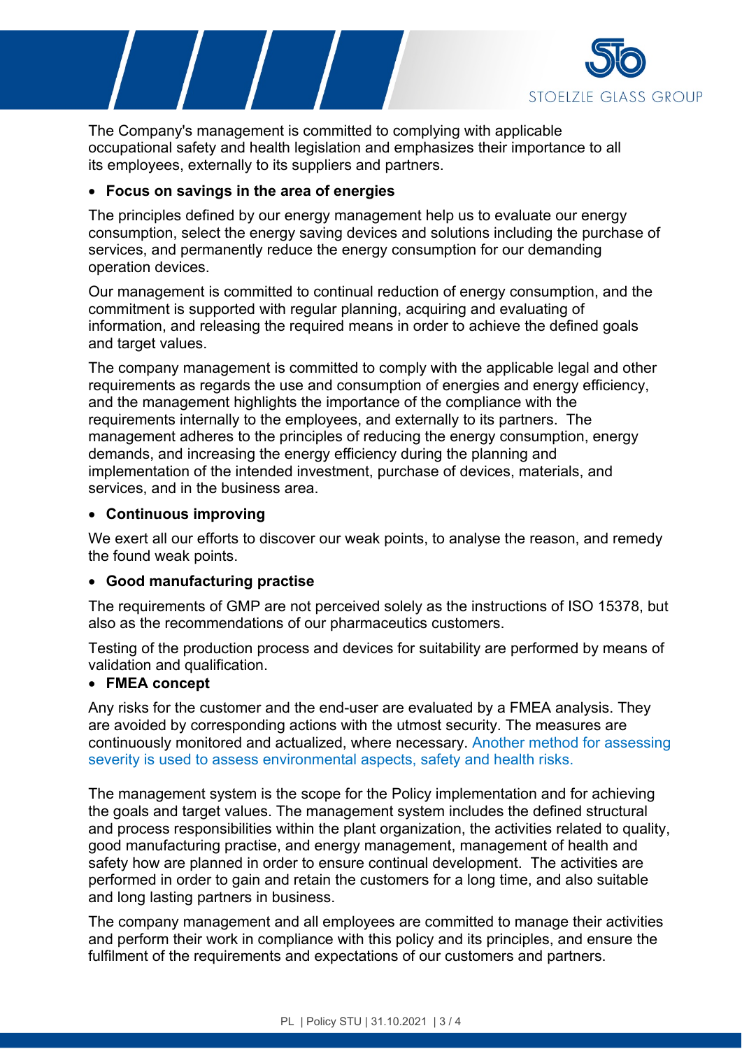The Company's management is committed to complying with applicable occupational safety and health legislation and emphasizes their importance to all its employees, externally to its suppliers and partners.

- **Focus on savings in the area of energies**

The principles defined by our energy management help us to evaluate our energy consumption, select the energy saving devices and solutions including the purchase of services, and permanently reduce the energy consumption for our demanding operation devices.

Our management is committed to continual reduction of energy consumption, and the commitment is supported with regular planning, acquiring and evaluating of information, and releasing the required means in order to achieve the defined goals and target values.

The company management is committed to comply with the applicable legal and other requirements as regards the use and consumption of energies and energy efficiency, and the management highlights the importance of the compliance with the requirements internally to the employees, and externally to its partners. The management adheres to the principles of reducing the energy consumption, energy demands, and increasing the energy efficiency during the planning and implementation of the intended investment, purchase of devices, materials, and services, and in the business area.

- **Continuous improving**

We exert all our efforts to discover our weak points, to analyse the reason, and remedy the found weak points.

- **Good manufacturing practise**

The requirements of GMP are not perceived solely as the instructions of ISO 15378, but also as the recommendations of our pharmaceutics customers.

Testing of the production process and devices for suitability are performed by means of validation and qualification.

- **FMEA concept**

Any risks for the customer and the end-user are evaluated by a FMEA analysis. They are avoided by corresponding actions with the utmost security. The measures are continuously monitored and actualized, where necessary. Another method for assessing severity is used to assess environmental aspects, safety and health risks.

The management system is the scope for the Policy implementation and for achieving the goals and target values. The management system includes the defined structural and process responsibilities within the plant organization, the activities related to quality, good manufacturing practise, and energy management, management of health and safety how are planned in order to ensure continual development. The activities are performed in order to gain and retain the customers for a long time, and also suitable and long lasting partners in business.

The company management and all employees are committed to manage their activities and perform their work in compliance with this policy and its principles, and ensure the fulfilment of the requirements and expectations of our customers and partners.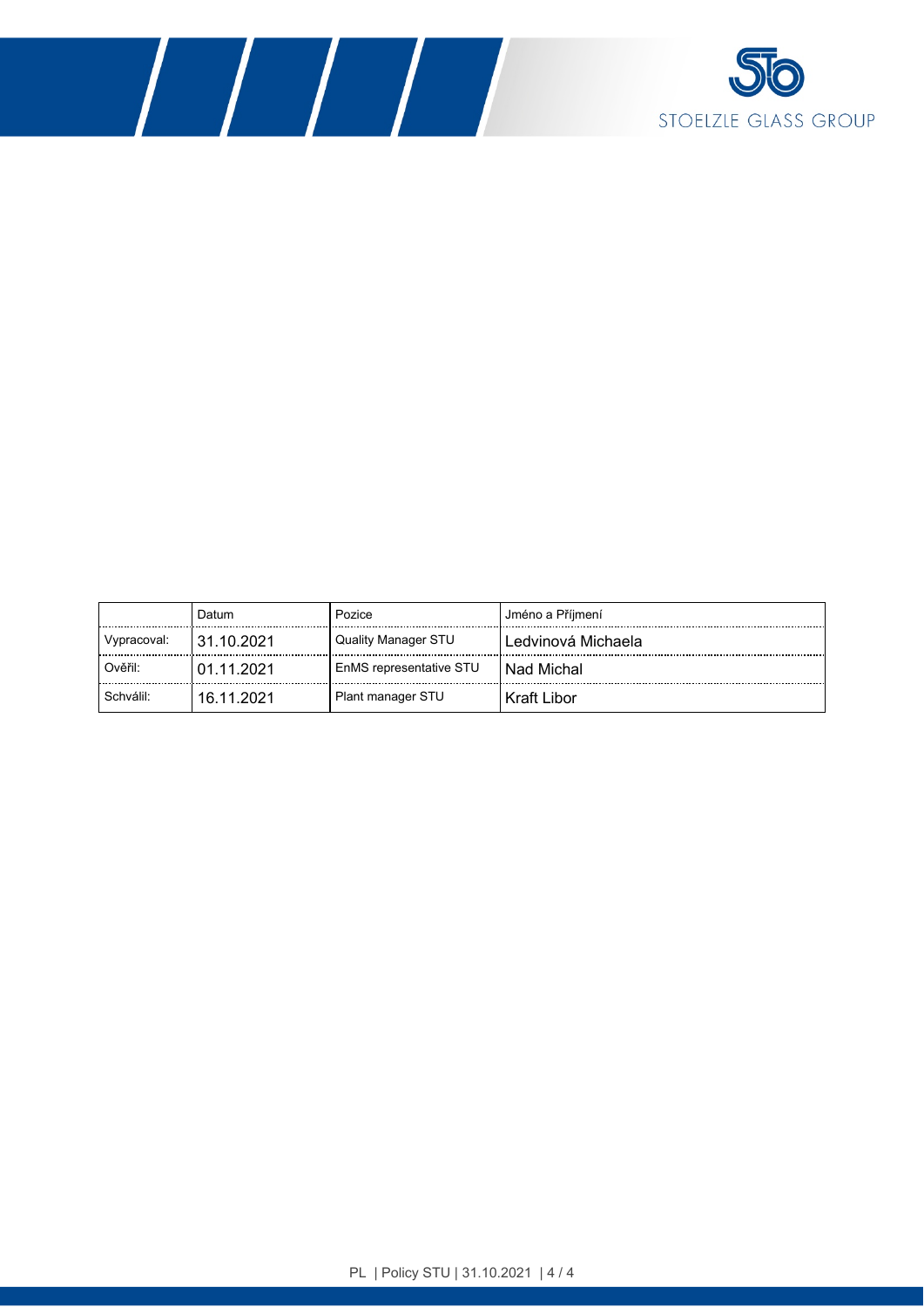| | Datum | Pozice | Jméno a Příjmení |
|---|---|---|---|
| Vypracoval: | 31.10.2021 | Quality Manager STU | Ledvinová Michaela |
| Ověřil: | 01.11.2021 | EnMS representative STU | Nad Michal |
| Schválil: | 16.11.2021 | Plant manager STU | Kraft Libor |